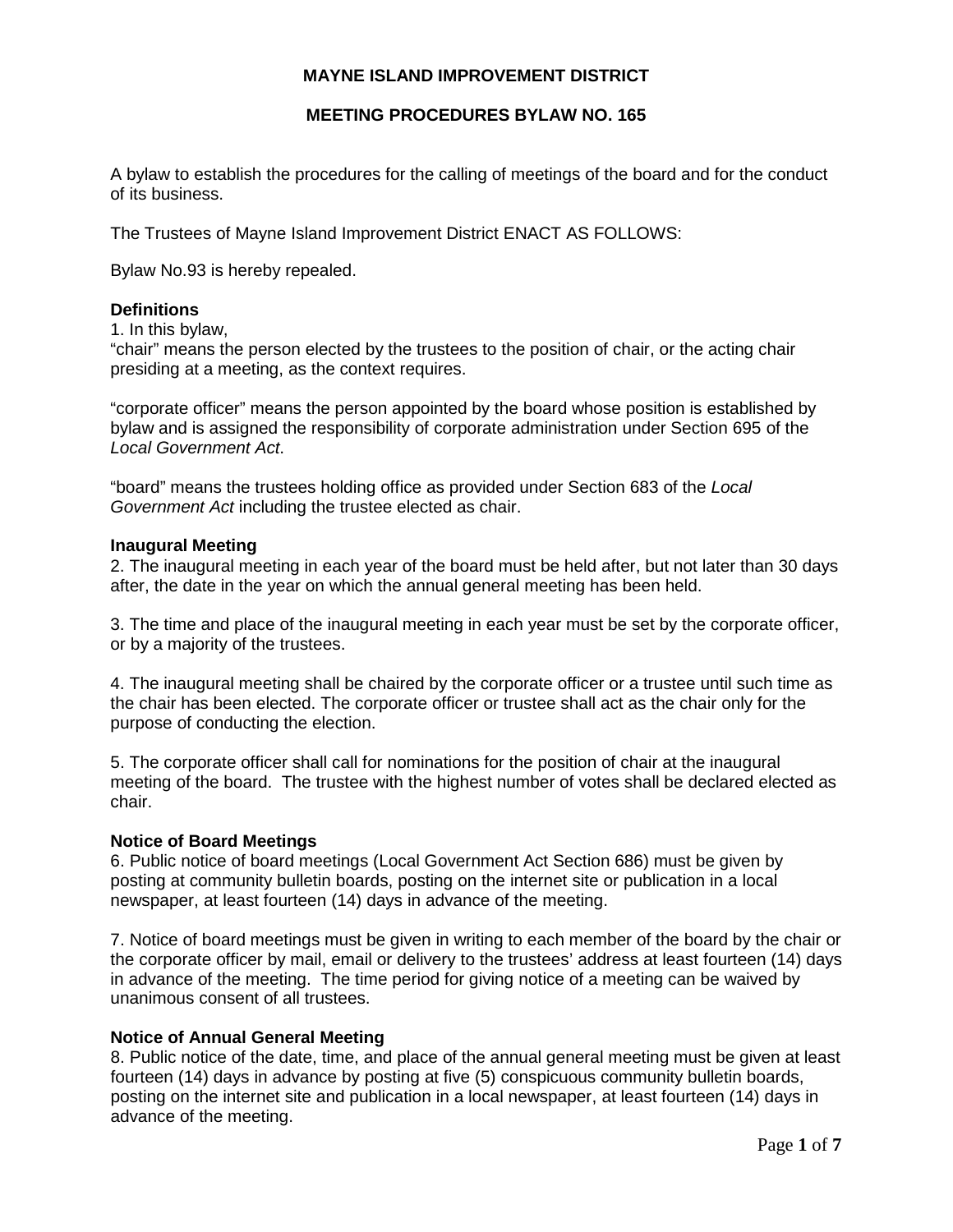# MAYNE ISLAND IMPROVEMENT DISTRICT

## MEETING PROCEDURES BYLAW NO. 165

A bylaw to establish the procedures for the calling of meetings of the board and for the conduct of its business.

The Trustees of Mayne Island Improvement District ENACT AS FOLLOWS:

Bylaw No.93 is hereby repealed.

### Definitions

1. In this bylaw,

"chair" means the person elected by the trustees to the position of chair, or the acting chair presiding at a meeting, as the context requires.

"corporate officer" means the person appointed by the board whose position is established by bylaw and is assigned the responsibility of corporate administration under Section 695 of the *Local Government Act*.

"board" means the trustees holding office as provided under Section 683 of the *Local Government Act* including the trustee elected as chair.

### Inaugural Meeting

2. The inaugural meeting in each year of the board must be held after, but not later than 30 days after, the date in the year on which the annual general meeting has been held.

3. The time and place of the inaugural meeting in each year must be set by the corporate officer, or by a majority of the trustees.

4. The inaugural meeting shall be chaired by the corporate officer or a trustee until such time as the chair has been elected. The corporate officer or trustee shall act as the chair only for the purpose of conducting the election.

5. The corporate officer shall call for nominations for the position of chair at the inaugural meeting of the board. The trustee with the highest number of votes shall be declared elected as chair.

### Notice of Board Meetings

6. Public notice of board meetings (Local Government Act Section 686) must be given by posting at community bulletin boards, posting on the internet site or publication in a local newspaper, at least fourteen (14) days in advance of the meeting.

7. Notice of board meetings must be given in writing to each member of the board by the chair or the corporate officer by mail, email or delivery to the trustees' address at least fourteen (14) days in advance of the meeting. The time period for giving notice of a meeting can be waived by unanimous consent of all trustees.

### Notice of Annual General Meeting

8. Public notice of the date, time, and place of the annual general meeting must be given at least fourteen (14) days in advance by posting at five (5) conspicuous community bulletin boards, posting on the internet site and publication in a local newspaper, at least fourteen (14) days in advance of the meeting.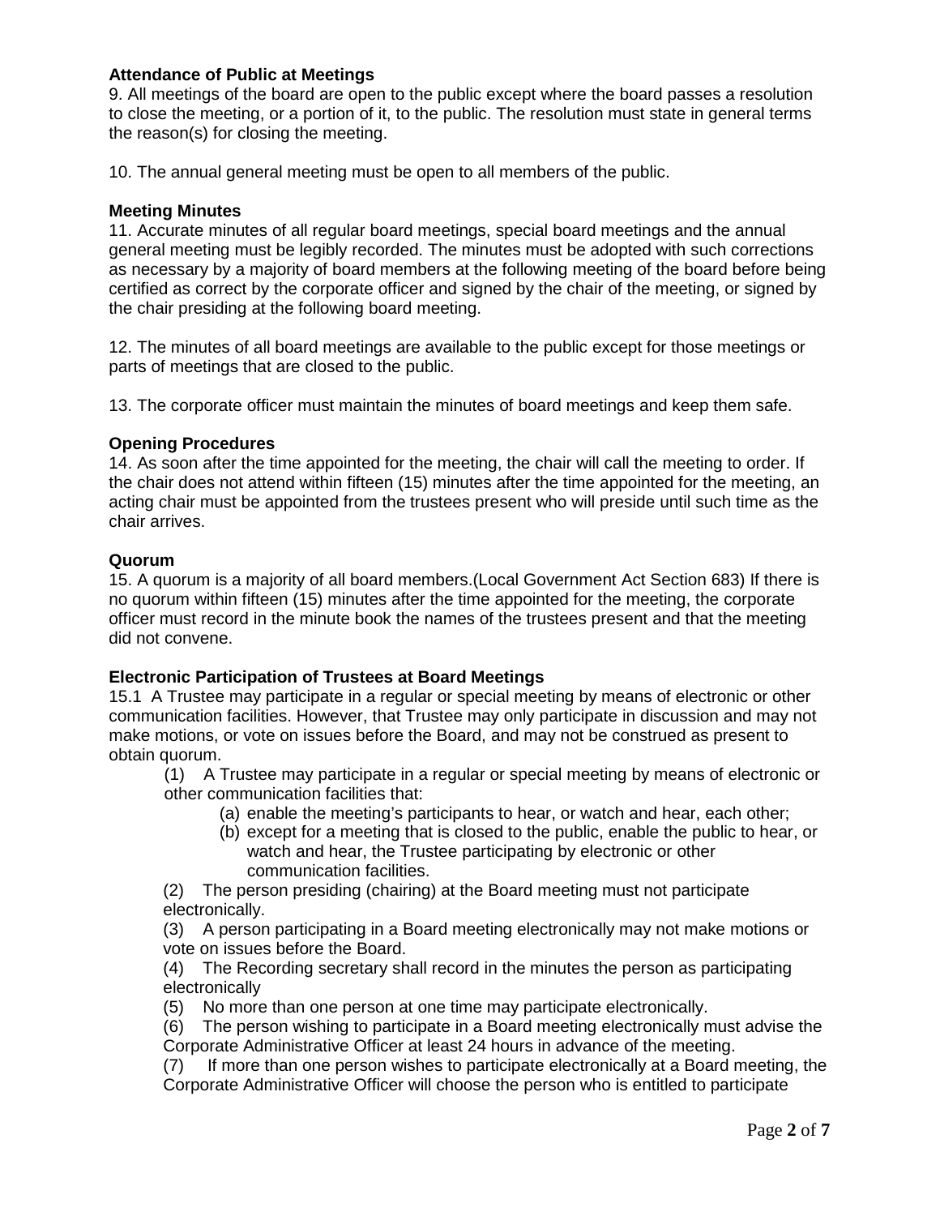**Attendance of Public at Meetings**

9. All meetings of the board are open to the public except where the board passes a resolution to close the meeting, or a portion of it, to the public. The resolution must state in general terms the reason(s) for closing the meeting.

10. The annual general meeting must be open to all members of the public.

**Meeting Minutes**

11. Accurate minutes of all regular board meetings, special board meetings and the annual general meeting must be legibly recorded. The minutes must be adopted with such corrections as necessary by a majority of board members at the following meeting of the board before being certified as correct by the corporate officer and signed by the chair of the meeting, or signed by the chair presiding at the following board meeting.

12. The minutes of all board meetings are available to the public except for those meetings or parts of meetings that are closed to the public.

13. The corporate officer must maintain the minutes of board meetings and keep them safe.

**Opening Procedures**

14. As soon after the time appointed for the meeting, the chair will call the meeting to order. If the chair does not attend within fifteen (15) minutes after the time appointed for the meeting, an acting chair must be appointed from the trustees present who will preside until such time as the chair arrives.

**Quorum**

15. A quorum is a majority of all board members.(Local Government Act Section 683) If there is no quorum within fifteen (15) minutes after the time appointed for the meeting, the corporate officer must record in the minute book the names of the trustees present and that the meeting did not convene.

**Electronic Participation of Trustees at Board Meetings**

15.1 A Trustee may participate in a regular or special meeting by means of electronic or other communication facilities. However, that Trustee may only participate in discussion and may not make motions, or vote on issues before the Board, and may not be construed as present to obtain quorum.

(1) A Trustee may participate in a regular or special meeting by means of electronic or other communication facilities that:

(a) enable the meeting's participants to hear, or watch and hear, each other;

(b) except for a meeting that is closed to the public, enable the public to hear, or watch and hear, the Trustee participating by electronic or other communication facilities.

(2) The person presiding (chairing) at the Board meeting must not participate electronically.

(3) A person participating in a Board meeting electronically may not make motions or vote on issues before the Board.

(4) The Recording secretary shall record in the minutes the person as participating electronically

(5) No more than one person at one time may participate electronically.

(6) The person wishing to participate in a Board meeting electronically must advise the Corporate Administrative Officer at least 24 hours in advance of the meeting.

(7) If more than one person wishes to participate electronically at a Board meeting, the Corporate Administrative Officer will choose the person who is entitled to participate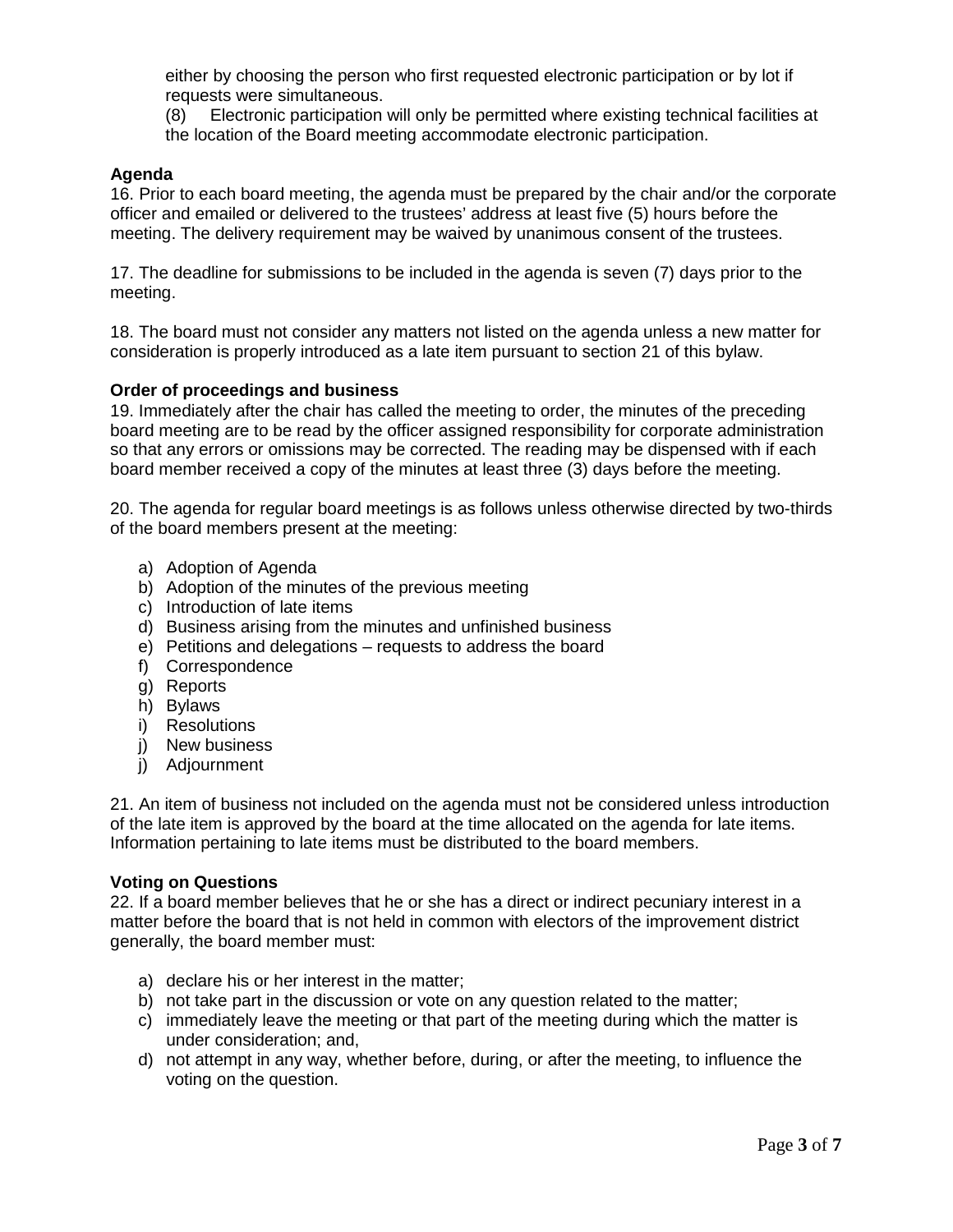either by choosing the person who first requested electronic participation or by lot if requests were simultaneous.

(8) Electronic participation will only be permitted where existing technical facilities at the location of the Board meeting accommodate electronic participation.

**Agenda**

16. Prior to each board meeting, the agenda must be prepared by the chair and/or the corporate officer and emailed or delivered to the trustees' address at least five (5) hours before the meeting. The delivery requirement may be waived by unanimous consent of the trustees.

17. The deadline for submissions to be included in the agenda is seven (7) days prior to the meeting.

18. The board must not consider any matters not listed on the agenda unless a new matter for consideration is properly introduced as a late item pursuant to section 21 of this bylaw.

**Order of proceedings and business**

19. Immediately after the chair has called the meeting to order, the minutes of the preceding board meeting are to be read by the officer assigned responsibility for corporate administration so that any errors or omissions may be corrected. The reading may be dispensed with if each board member received a copy of the minutes at least three (3) days before the meeting.

20. The agenda for regular board meetings is as follows unless otherwise directed by two-thirds of the board members present at the meeting:

a) Adoption of Agenda
b) Adoption of the minutes of the previous meeting
c) Introduction of late items
d) Business arising from the minutes and unfinished business
e) Petitions and delegations – requests to address the board
f) Correspondence
g) Reports
h) Bylaws
i) Resolutions
j) New business
j) Adjournment

21. An item of business not included on the agenda must not be considered unless introduction of the late item is approved by the board at the time allocated on the agenda for late items. Information pertaining to late items must be distributed to the board members.

**Voting on Questions**

22. If a board member believes that he or she has a direct or indirect pecuniary interest in a matter before the board that is not held in common with electors of the improvement district generally, the board member must:

a) declare his or her interest in the matter;
b) not take part in the discussion or vote on any question related to the matter;
c) immediately leave the meeting or that part of the meeting during which the matter is under consideration; and,
d) not attempt in any way, whether before, during, or after the meeting, to influence the voting on the question.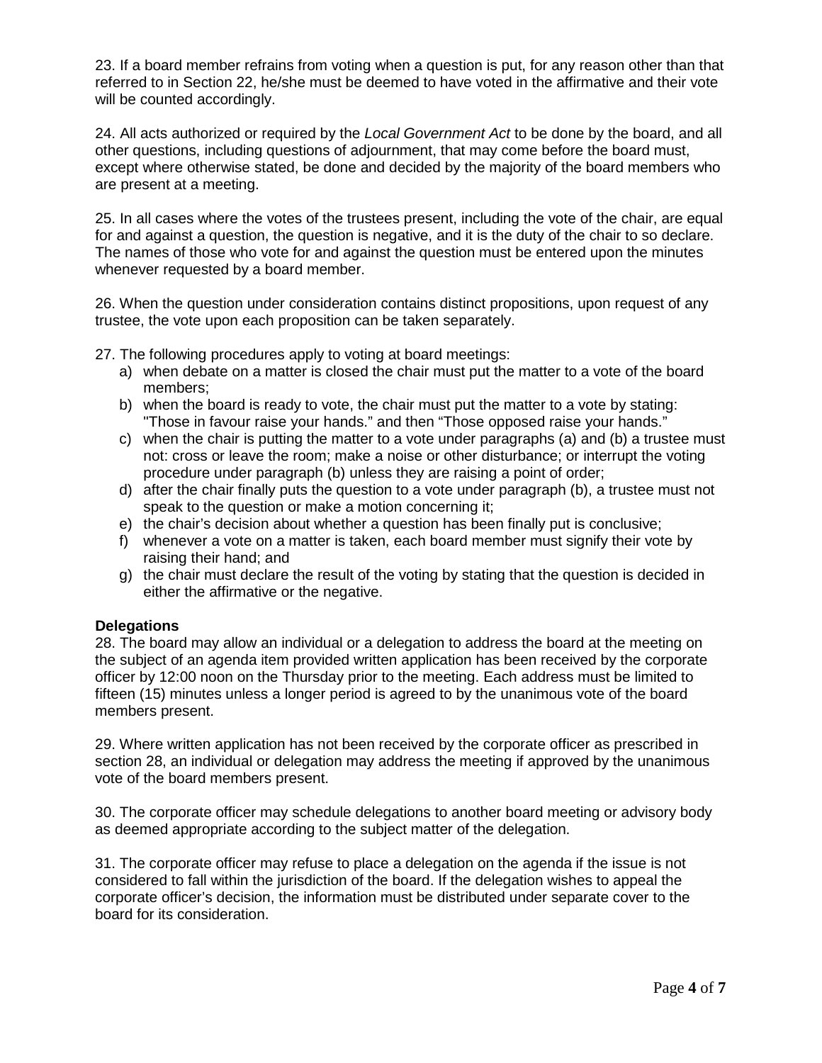23. If a board member refrains from voting when a question is put, for any reason other than that referred to in Section 22, he/she must be deemed to have voted in the affirmative and their vote will be counted accordingly.

24. All acts authorized or required by the *Local Government Act* to be done by the board, and all other questions, including questions of adjournment, that may come before the board must, except where otherwise stated, be done and decided by the majority of the board members who are present at a meeting.

25. In all cases where the votes of the trustees present, including the vote of the chair, are equal for and against a question, the question is negative, and it is the duty of the chair to so declare. The names of those who vote for and against the question must be entered upon the minutes whenever requested by a board member.

26. When the question under consideration contains distinct propositions, upon request of any trustee, the vote upon each proposition can be taken separately.

27. The following procedures apply to voting at board meetings:

a) when debate on a matter is closed the chair must put the matter to a vote of the board members;
b) when the board is ready to vote, the chair must put the matter to a vote by stating: "Those in favour raise your hands." and then "Those opposed raise your hands."
c) when the chair is putting the matter to a vote under paragraphs (a) and (b) a trustee must not: cross or leave the room; make a noise or other disturbance; or interrupt the voting procedure under paragraph (b) unless they are raising a point of order;
d) after the chair finally puts the question to a vote under paragraph (b), a trustee must not speak to the question or make a motion concerning it;
e) the chair's decision about whether a question has been finally put is conclusive;
f) whenever a vote on a matter is taken, each board member must signify their vote by raising their hand; and
g) the chair must declare the result of the voting by stating that the question is decided in either the affirmative or the negative.

**Delegations**

28. The board may allow an individual or a delegation to address the board at the meeting on the subject of an agenda item provided written application has been received by the corporate officer by 12:00 noon on the Thursday prior to the meeting. Each address must be limited to fifteen (15) minutes unless a longer period is agreed to by the unanimous vote of the board members present.

29. Where written application has not been received by the corporate officer as prescribed in section 28, an individual or delegation may address the meeting if approved by the unanimous vote of the board members present.

30. The corporate officer may schedule delegations to another board meeting or advisory body as deemed appropriate according to the subject matter of the delegation.

31. The corporate officer may refuse to place a delegation on the agenda if the issue is not considered to fall within the jurisdiction of the board. If the delegation wishes to appeal the corporate officer's decision, the information must be distributed under separate cover to the board for its consideration.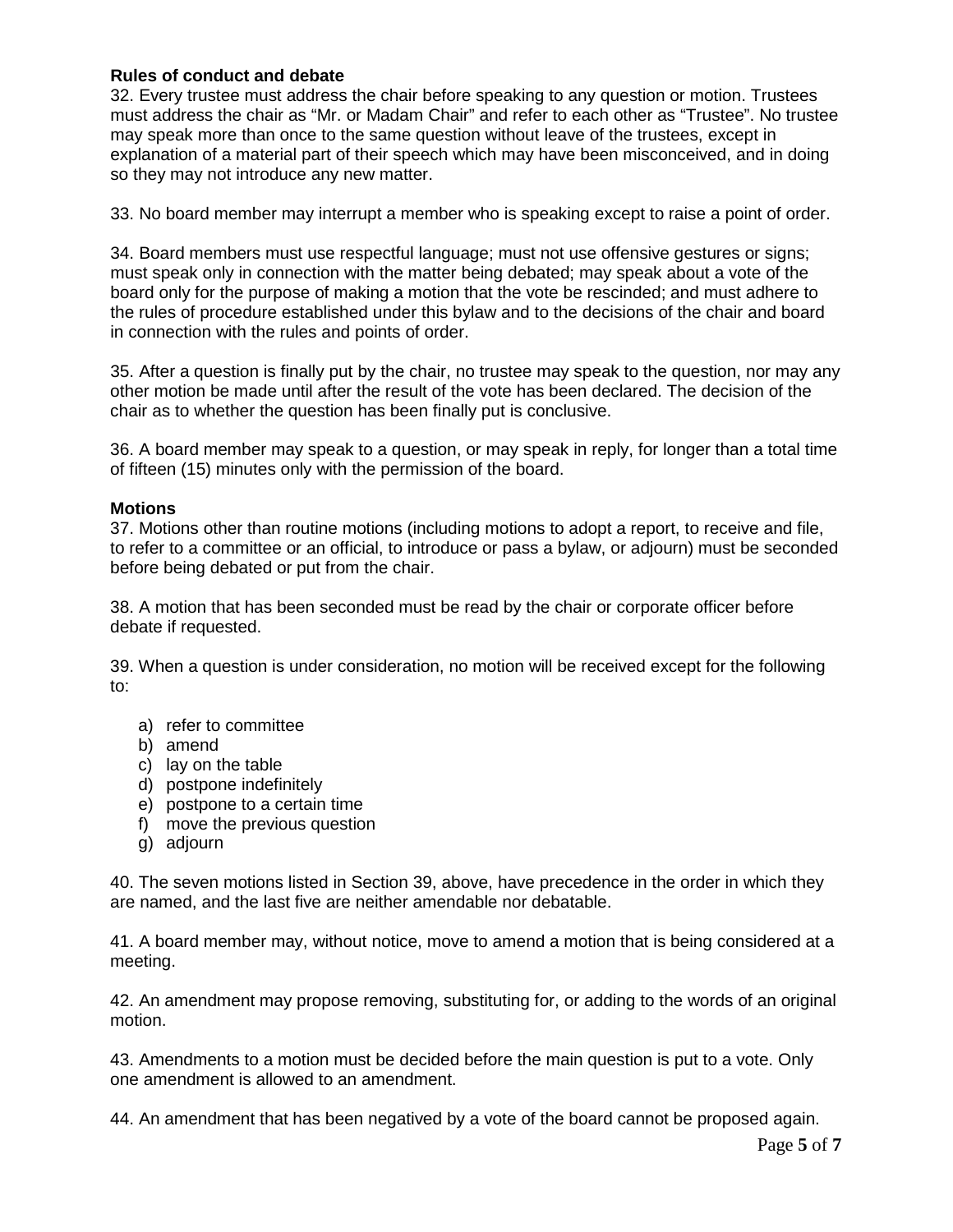**Rules of conduct and debate**

32. Every trustee must address the chair before speaking to any question or motion. Trustees must address the chair as "Mr. or Madam Chair" and refer to each other as "Trustee". No trustee may speak more than once to the same question without leave of the trustees, except in explanation of a material part of their speech which may have been misconceived, and in doing so they may not introduce any new matter.

33. No board member may interrupt a member who is speaking except to raise a point of order.

34. Board members must use respectful language; must not use offensive gestures or signs; must speak only in connection with the matter being debated; may speak about a vote of the board only for the purpose of making a motion that the vote be rescinded; and must adhere to the rules of procedure established under this bylaw and to the decisions of the chair and board in connection with the rules and points of order.

35. After a question is finally put by the chair, no trustee may speak to the question, nor may any other motion be made until after the result of the vote has been declared. The decision of the chair as to whether the question has been finally put is conclusive.

36. A board member may speak to a question, or may speak in reply, for longer than a total time of fifteen (15) minutes only with the permission of the board.

**Motions**

37. Motions other than routine motions (including motions to adopt a report, to receive and file, to refer to a committee or an official, to introduce or pass a bylaw, or adjourn) must be seconded before being debated or put from the chair.

38. A motion that has been seconded must be read by the chair or corporate officer before debate if requested.

39. When a question is under consideration, no motion will be received except for the following to:

a) refer to committee
b) amend
c) lay on the table
d) postpone indefinitely
e) postpone to a certain time
f) move the previous question
g) adjourn

40. The seven motions listed in Section 39, above, have precedence in the order in which they are named, and the last five are neither amendable nor debatable.

41. A board member may, without notice, move to amend a motion that is being considered at a meeting.

42. An amendment may propose removing, substituting for, or adding to the words of an original motion.

43. Amendments to a motion must be decided before the main question is put to a vote. Only one amendment is allowed to an amendment.

44. An amendment that has been negatived by a vote of the board cannot be proposed again.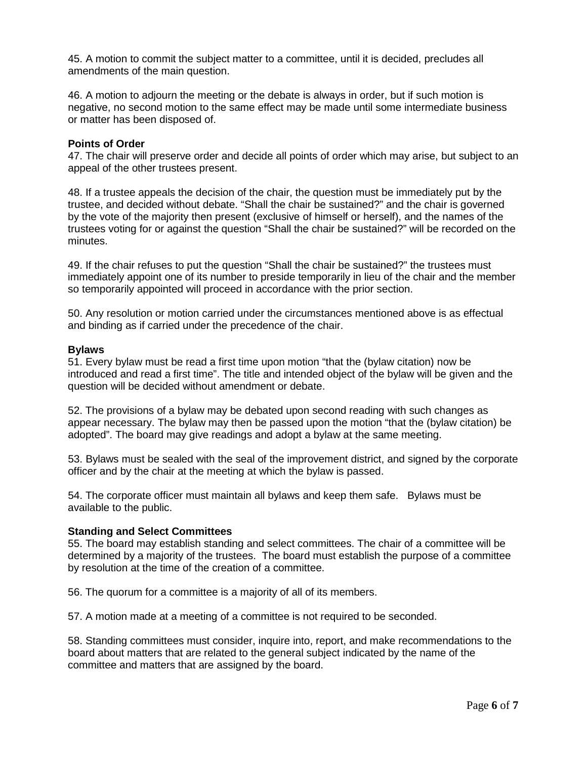45. A motion to commit the subject matter to a committee, until it is decided, precludes all amendments of the main question.

46. A motion to adjourn the meeting or the debate is always in order, but if such motion is negative, no second motion to the same effect may be made until some intermediate business or matter has been disposed of.

**Points of Order**

47. The chair will preserve order and decide all points of order which may arise, but subject to an appeal of the other trustees present.

48. If a trustee appeals the decision of the chair, the question must be immediately put by the trustee, and decided without debate. "Shall the chair be sustained?" and the chair is governed by the vote of the majority then present (exclusive of himself or herself), and the names of the trustees voting for or against the question "Shall the chair be sustained?" will be recorded on the minutes.

49. If the chair refuses to put the question "Shall the chair be sustained?" the trustees must immediately appoint one of its number to preside temporarily in lieu of the chair and the member so temporarily appointed will proceed in accordance with the prior section.

50. Any resolution or motion carried under the circumstances mentioned above is as effectual and binding as if carried under the precedence of the chair.

**Bylaws**

51. Every bylaw must be read a first time upon motion "that the (bylaw citation) now be introduced and read a first time". The title and intended object of the bylaw will be given and the question will be decided without amendment or debate.

52. The provisions of a bylaw may be debated upon second reading with such changes as appear necessary. The bylaw may then be passed upon the motion "that the (bylaw citation) be adopted". The board may give readings and adopt a bylaw at the same meeting.

53. Bylaws must be sealed with the seal of the improvement district, and signed by the corporate officer and by the chair at the meeting at which the bylaw is passed.

54. The corporate officer must maintain all bylaws and keep them safe. Bylaws must be available to the public.

**Standing and Select Committees**

55. The board may establish standing and select committees. The chair of a committee will be determined by a majority of the trustees. The board must establish the purpose of a committee by resolution at the time of the creation of a committee.

56. The quorum for a committee is a majority of all of its members.

57. A motion made at a meeting of a committee is not required to be seconded.

58. Standing committees must consider, inquire into, report, and make recommendations to the board about matters that are related to the general subject indicated by the name of the committee and matters that are assigned by the board.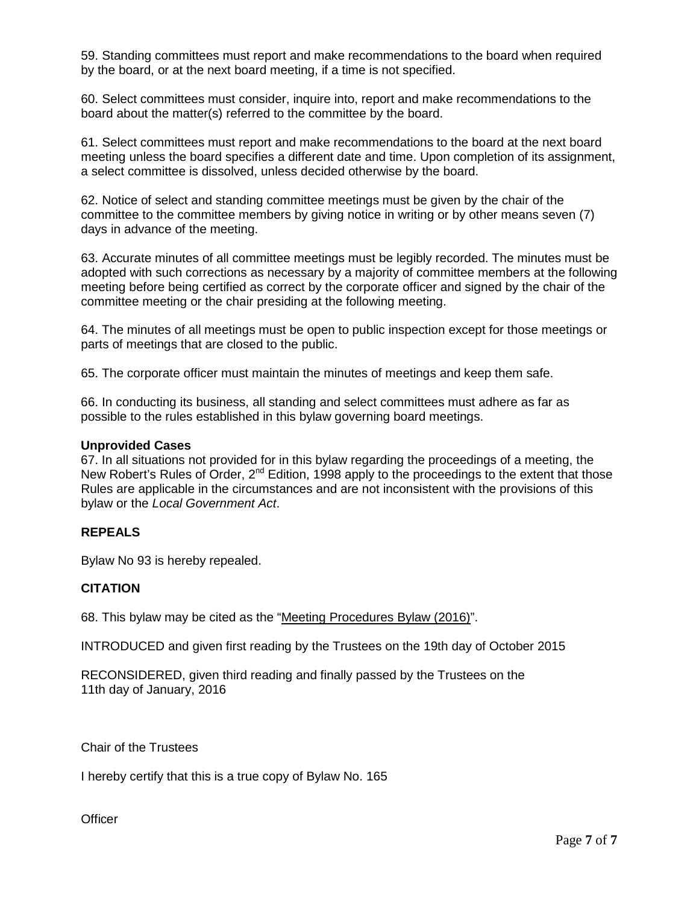59. Standing committees must report and make recommendations to the board when required by the board, or at the next board meeting, if a time is not specified.

60. Select committees must consider, inquire into, report and make recommendations to the board about the matter(s) referred to the committee by the board.

61. Select committees must report and make recommendations to the board at the next board meeting unless the board specifies a different date and time. Upon completion of its assignment, a select committee is dissolved, unless decided otherwise by the board.

62. Notice of select and standing committee meetings must be given by the chair of the committee to the committee members by giving notice in writing or by other means seven (7) days in advance of the meeting.

63. Accurate minutes of all committee meetings must be legibly recorded. The minutes must be adopted with such corrections as necessary by a majority of committee members at the following meeting before being certified as correct by the corporate officer and signed by the chair of the committee meeting or the chair presiding at the following meeting.

64. The minutes of all meetings must be open to public inspection except for those meetings or parts of meetings that are closed to the public.

65. The corporate officer must maintain the minutes of meetings and keep them safe.

66. In conducting its business, all standing and select committees must adhere as far as possible to the rules established in this bylaw governing board meetings.

**Unprovided Cases**

67. In all situations not provided for in this bylaw regarding the proceedings of a meeting, the New Robert's Rules of Order, 2nd Edition, 1998 apply to the proceedings to the extent that those Rules are applicable in the circumstances and are not inconsistent with the provisions of this bylaw or the *Local Government Act*.

## REPEALS

Bylaw No 93 is hereby repealed.

## CITATION

68. This bylaw may be cited as the "Meeting Procedures Bylaw (2016)".

INTRODUCED and given first reading by the Trustees on the 19th day of October 2015

RECONSIDERED, given third reading and finally passed by the Trustees on the 11th day of January, 2016

Chair of the Trustees

I hereby certify that this is a true copy of Bylaw No. 165

Officer